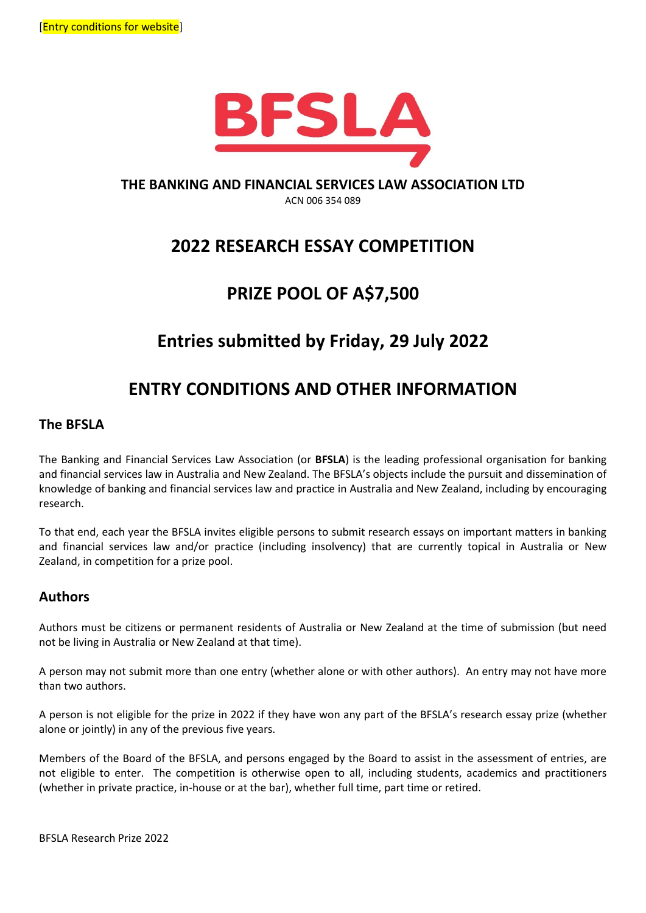[Entry conditions for website]

BFSLA

**THE BANKING AND FINANCIAL SERVICES LAW ASSOCIATION LTD**

ACN 006 354 089

# 2022 RESEARCH ESSAY COMPETITION

# PRIZE POOL OF A$7,500

# Entries submitted by Friday, 29 July 2022

# ENTRY CONDITIONS AND OTHER INFORMATION

## The BFSLA

The Banking and Financial Services Law Association (or **BFSLA**) is the leading professional organisation for banking and financial services law in Australia and New Zealand. The BFSLA's objects include the pursuit and dissemination of knowledge of banking and financial services law and practice in Australia and New Zealand, including by encouraging research.

To that end, each year the BFSLA invites eligible persons to submit research essays on important matters in banking and financial services law and/or practice (including insolvency) that are currently topical in Australia or New Zealand, in competition for a prize pool.

## Authors

Authors must be citizens or permanent residents of Australia or New Zealand at the time of submission (but need not be living in Australia or New Zealand at that time).

A person may not submit more than one entry (whether alone or with other authors). An entry may not have more than two authors.

A person is not eligible for the prize in 2022 if they have won any part of the BFSLA's research essay prize (whether alone or jointly) in any of the previous five years.

Members of the Board of the BFSLA, and persons engaged by the Board to assist in the assessment of entries, are not eligible to enter. The competition is otherwise open to all, including students, academics and practitioners (whether in private practice, in-house or at the bar), whether full time, part time or retired.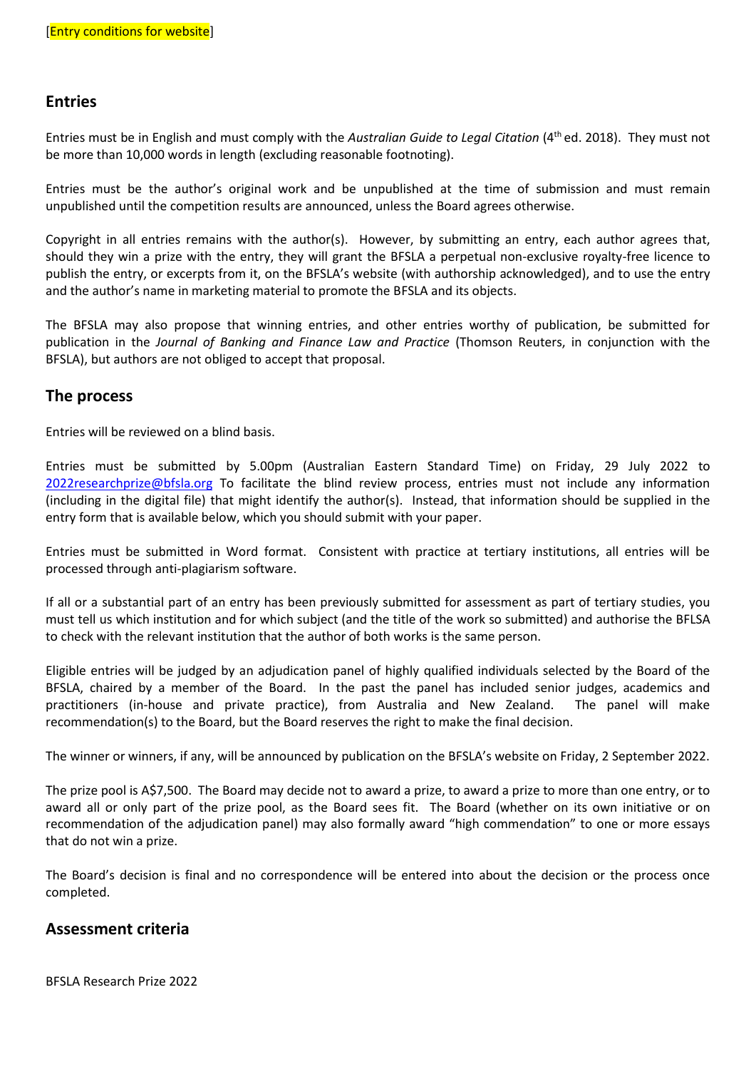[Entry conditions for website]

## Entries

Entries must be in English and must comply with the *Australian Guide to Legal Citation* (4th ed. 2018). They must not be more than 10,000 words in length (excluding reasonable footnoting).

Entries must be the author's original work and be unpublished at the time of submission and must remain unpublished until the competition results are announced, unless the Board agrees otherwise.

Copyright in all entries remains with the author(s). However, by submitting an entry, each author agrees that, should they win a prize with the entry, they will grant the BFSLA a perpetual non-exclusive royalty-free licence to publish the entry, or excerpts from it, on the BFSLA's website (with authorship acknowledged), and to use the entry and the author's name in marketing material to promote the BFSLA and its objects.

The BFSLA may also propose that winning entries, and other entries worthy of publication, be submitted for publication in the *Journal of Banking and Finance Law and Practice* (Thomson Reuters, in conjunction with the BFSLA), but authors are not obliged to accept that proposal.

## The process

Entries will be reviewed on a blind basis.

Entries must be submitted by 5.00pm (Australian Eastern Standard Time) on Friday, 29 July 2022 to 2022researchprize@bfsla.org To facilitate the blind review process, entries must not include any information (including in the digital file) that might identify the author(s). Instead, that information should be supplied in the entry form that is available below, which you should submit with your paper.

Entries must be submitted in Word format. Consistent with practice at tertiary institutions, all entries will be processed through anti-plagiarism software.

If all or a substantial part of an entry has been previously submitted for assessment as part of tertiary studies, you must tell us which institution and for which subject (and the title of the work so submitted) and authorise the BFLSA to check with the relevant institution that the author of both works is the same person.

Eligible entries will be judged by an adjudication panel of highly qualified individuals selected by the Board of the BFSLA, chaired by a member of the Board. In the past the panel has included senior judges, academics and practitioners (in-house and private practice), from Australia and New Zealand. The panel will make recommendation(s) to the Board, but the Board reserves the right to make the final decision.

The winner or winners, if any, will be announced by publication on the BFSLA's website on Friday, 2 September 2022.

The prize pool is A$7,500. The Board may decide not to award a prize, to award a prize to more than one entry, or to award all or only part of the prize pool, as the Board sees fit. The Board (whether on its own initiative or on recommendation of the adjudication panel) may also formally award "high commendation" to one or more essays that do not win a prize.

The Board's decision is final and no correspondence will be entered into about the decision or the process once completed.

## Assessment criteria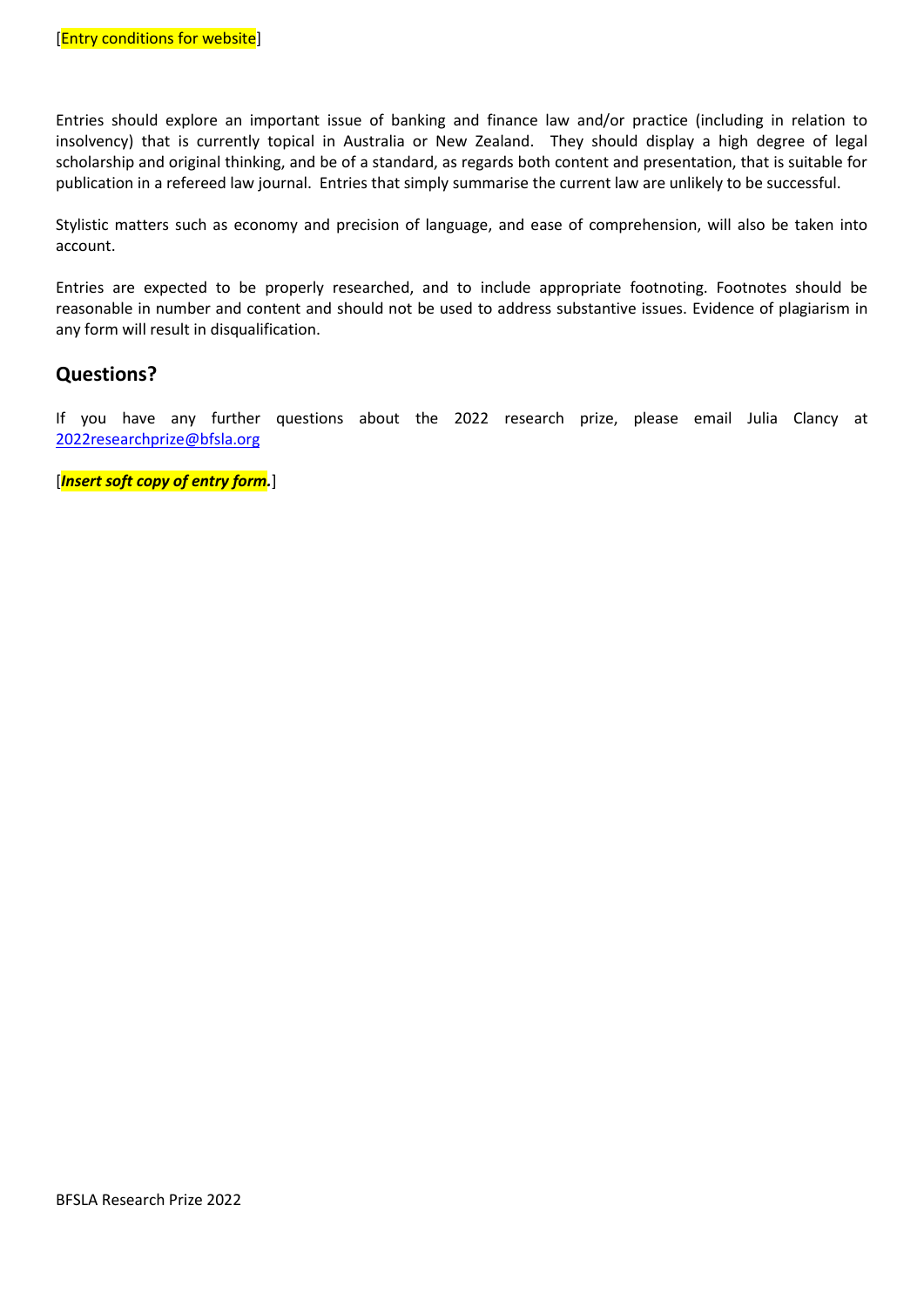[Entry conditions for website]

Entries should explore an important issue of banking and finance law and/or practice (including in relation to insolvency) that is currently topical in Australia or New Zealand. They should display a high degree of legal scholarship and original thinking, and be of a standard, as regards both content and presentation, that is suitable for publication in a refereed law journal. Entries that simply summarise the current law are unlikely to be successful.

Stylistic matters such as economy and precision of language, and ease of comprehension, will also be taken into account.

Entries are expected to be properly researched, and to include appropriate footnoting. Footnotes should be reasonable in number and content and should not be used to address substantive issues. Evidence of plagiarism in any form will result in disqualification.

## Questions?

If you have any further questions about the 2022 research prize, please email Julia Clancy at 2022researchprize@bfsla.org

[***Insert soft copy of entry form.***]